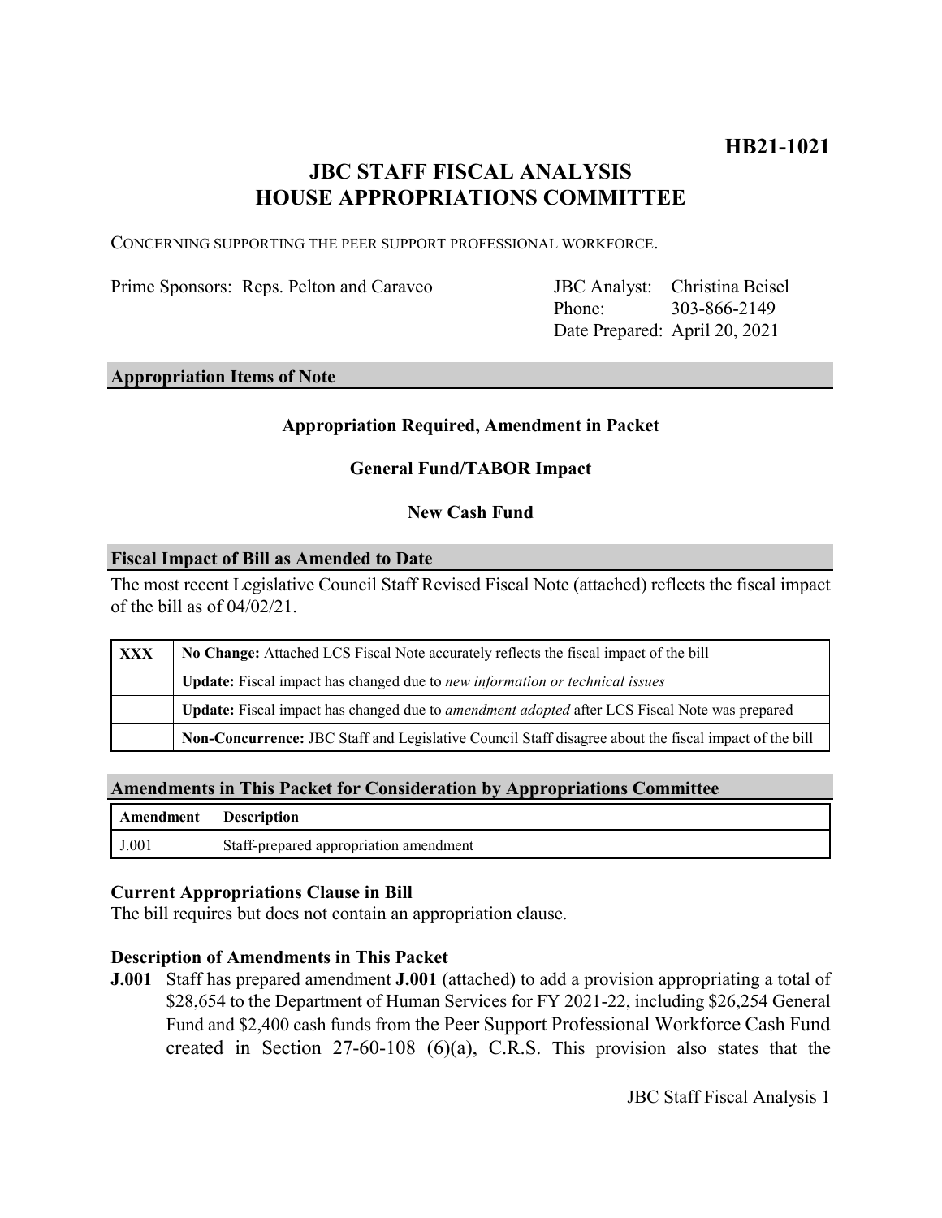**HB21-1021**

# JBC STAFF FISCAL ANALYSIS
# HOUSE APPROPRIATIONS COMMITTEE

CONCERNING SUPPORTING THE PEER SUPPORT PROFESSIONAL WORKFORCE.

Prime Sponsors: Reps. Pelton and Caraveo

JBC Analyst: Christina Beisel
Phone: 303-866-2149
Date Prepared: April 20, 2021

## Appropriation Items of Note

**Appropriation Required, Amendment in Packet**

**General Fund/TABOR Impact**

**New Cash Fund**

## Fiscal Impact of Bill as Amended to Date

The most recent Legislative Council Staff Revised Fiscal Note (attached) reflects the fiscal impact of the bill as of 04/02/21.

| | |
|---|---|
| XXX | **No Change:** Attached LCS Fiscal Note accurately reflects the fiscal impact of the bill |
| | **Update:** Fiscal impact has changed due to *new information or technical issues* |
| | **Update:** Fiscal impact has changed due to *amendment adopted* after LCS Fiscal Note was prepared |
| | **Non-Concurrence:** JBC Staff and Legislative Council Staff disagree about the fiscal impact of the bill |

## Amendments in This Packet for Consideration by Appropriations Committee

| Amendment | Description |
|---|---|
| J.001 | Staff-prepared appropriation amendment |

### Current Appropriations Clause in Bill

The bill requires but does not contain an appropriation clause.

### Description of Amendments in This Packet

**J.001** Staff has prepared amendment **J.001** (attached) to add a provision appropriating a total of $28,654 to the Department of Human Services for FY 2021-22, including $26,254 General Fund and $2,400 cash funds from the Peer Support Professional Workforce Cash Fund created in Section 27-60-108 (6)(a), C.R.S. This provision also states that the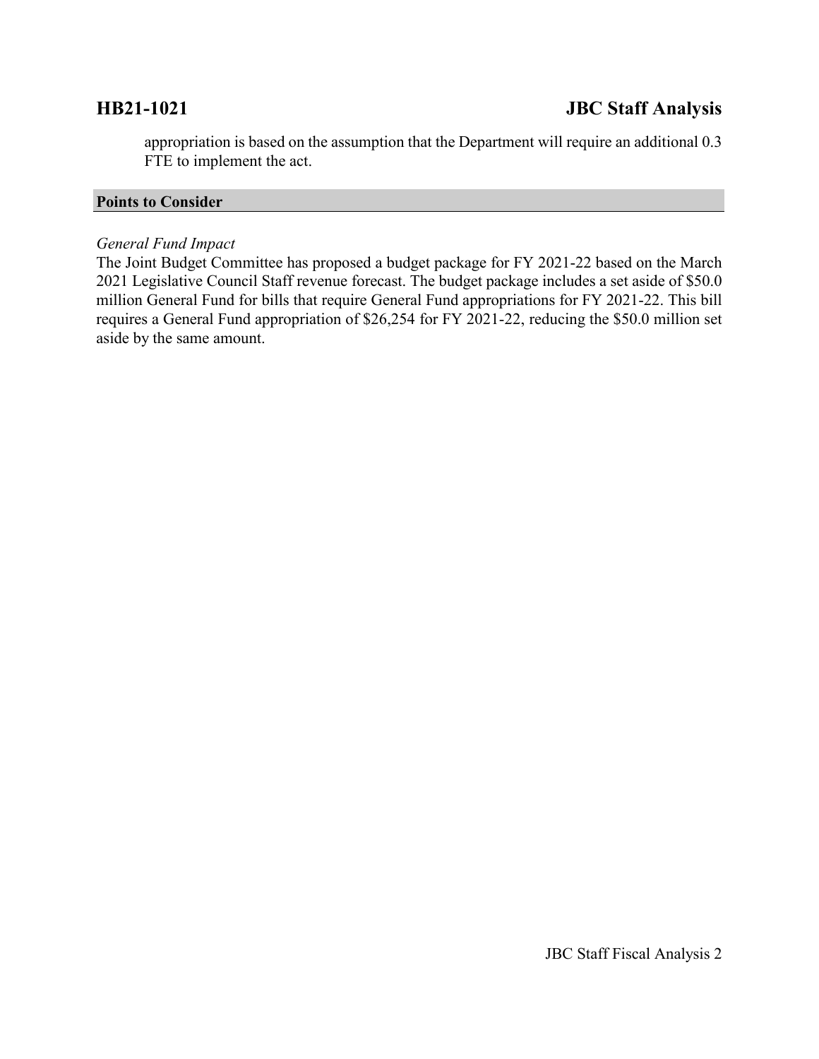appropriation is based on the assumption that the Department will require an additional 0.3 FTE to implement the act.

## Points to Consider

*General Fund Impact*

The Joint Budget Committee has proposed a budget package for FY 2021-22 based on the March 2021 Legislative Council Staff revenue forecast. The budget package includes a set aside of $50.0 million General Fund for bills that require General Fund appropriations for FY 2021-22. This bill requires a General Fund appropriation of $26,254 for FY 2021-22, reducing the $50.0 million set aside by the same amount.